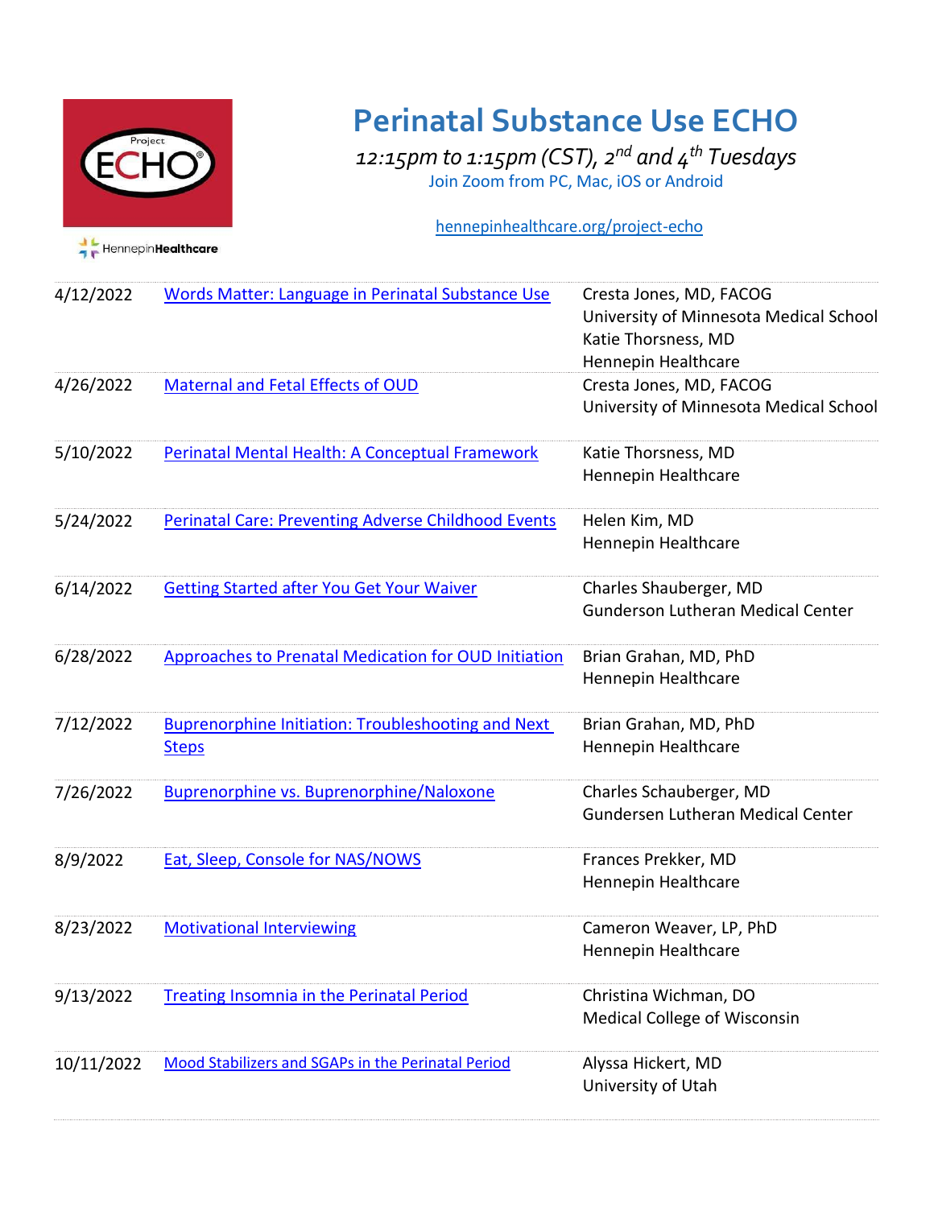# Perinatal Substance Use ECHO

*12:15pm to 1:15pm (CST), 2nd and 4th Tuesdays*

Join Zoom from PC, Mac, iOS or Android

hennepinhealthcare.org/project-echo

| Date | Topic | Presenter |
|---|---|---|
| 4/12/2022 | Words Matter: Language in Perinatal Substance Use | Cresta Jones, MD, FACOG<br>University of Minnesota Medical School<br>Katie Thorsness, MD<br>Hennepin Healthcare |
| 4/26/2022 | Maternal and Fetal Effects of OUD | Cresta Jones, MD, FACOG<br>University of Minnesota Medical School |
| 5/10/2022 | Perinatal Mental Health: A Conceptual Framework | Katie Thorsness, MD<br>Hennepin Healthcare |
| 5/24/2022 | Perinatal Care: Preventing Adverse Childhood Events | Helen Kim, MD<br>Hennepin Healthcare |
| 6/14/2022 | Getting Started after You Get Your Waiver | Charles Shauberger, MD<br>Gunderson Lutheran Medical Center |
| 6/28/2022 | Approaches to Prenatal Medication for OUD Initiation | Brian Grahan, MD, PhD<br>Hennepin Healthcare |
| 7/12/2022 | Buprenorphine Initiation: Troubleshooting and Next Steps | Brian Grahan, MD, PhD<br>Hennepin Healthcare |
| 7/26/2022 | Buprenorphine vs. Buprenorphine/Naloxone | Charles Schauberger, MD<br>Gundersen Lutheran Medical Center |
| 8/9/2022 | Eat, Sleep, Console for NAS/NOWS | Frances Prekker, MD<br>Hennepin Healthcare |
| 8/23/2022 | Motivational Interviewing | Cameron Weaver, LP, PhD<br>Hennepin Healthcare |
| 9/13/2022 | Treating Insomnia in the Perinatal Period | Christina Wichman, DO<br>Medical College of Wisconsin |
| 10/11/2022 | Mood Stabilizers and SGAPs in the Perinatal Period | Alyssa Hickert, MD<br>University of Utah |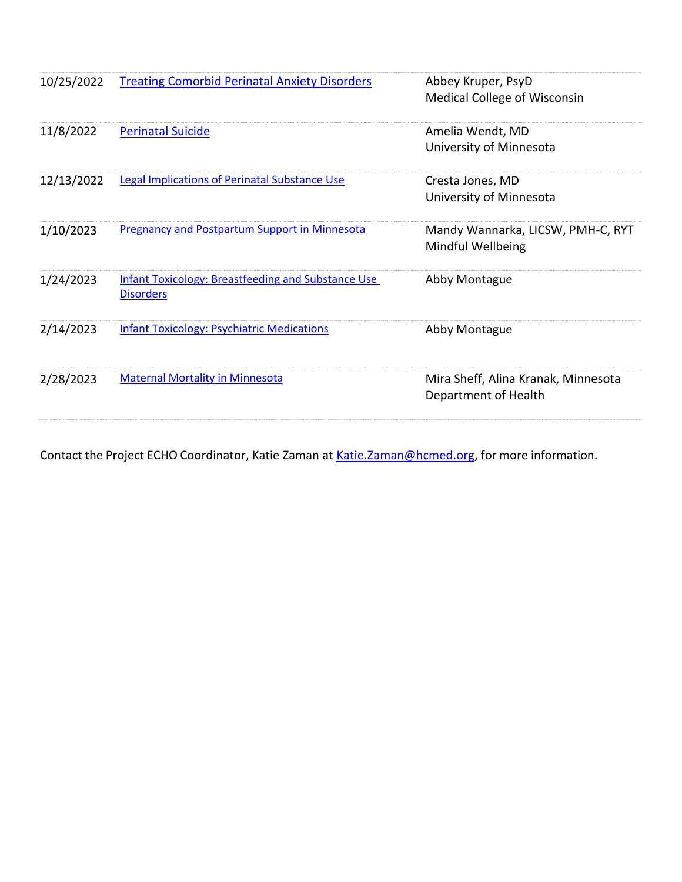| | | |
|---|---|---|
| 10/25/2022 | Treating Comorbid Perinatal Anxiety Disorders | Abbey Kruper, PsyD<br>Medical College of Wisconsin |
| 11/8/2022 | Perinatal Suicide | Amelia Wendt, MD<br>University of Minnesota |
| 12/13/2022 | Legal Implications of Perinatal Substance Use | Cresta Jones, MD<br>University of Minnesota |
| 1/10/2023 | Pregnancy and Postpartum Support in Minnesota | Mandy Wannarka, LICSW, PMH-C, RYT<br>Mindful Wellbeing |
| 1/24/2023 | Infant Toxicology: Breastfeeding and Substance Use Disorders | Abby Montague |
| 2/14/2023 | Infant Toxicology: Psychiatric Medications | Abby Montague |
| 2/28/2023 | Maternal Mortality in Minnesota | Mira Sheff, Alina Kranak, Minnesota Department of Health |

Contact the Project ECHO Coordinator, Katie Zaman at Katie.Zaman@hcmed.org, for more information.